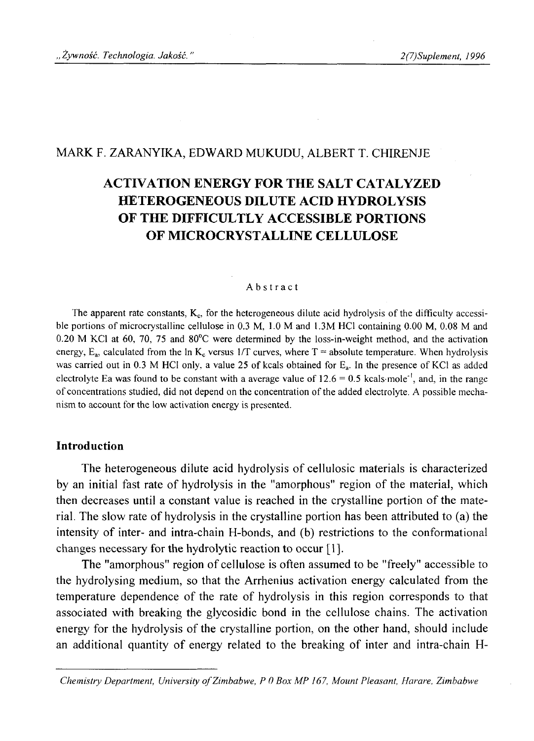MARK F. ZARANYIKA, EDWARD MUKUDU, ALBERT T. CHIRENJE

# ACTIVATION ENERGY FOR THE SALT CATALYZED HETEROGENEOUS DILUTE ACID HYDROLYSIS OF THE DIFFICULTLY ACCESSIBLE PORTIONS OF MICROCRYSTALLINE CELLULOSE

## Abstract

The apparent rate constants, $K_c$, for the heterogeneous dilute acid hydrolysis of the difficulty accessible portions of microcrystalline cellulose in 0.3 M, 1.0 M and 1.3M HCl containing 0.00 M, 0.08 M and 0.20 M KCl at 60, 70, 75 and 80°C were determined by the loss-in-weight method, and the activation energy, $E_a$, calculated from the ln $K_c$ versus 1/T curves, where T = absolute temperature. When hydrolysis was carried out in 0.3 M HCl only, a value 25 of kcals obtained for $E_a$. In the presence of KCl as added electrolyte Ea was found to be constant with a average value of 12.6 = 0.5 kcals·mole$^{-1}$, and, in the range of concentrations studied, did not depend on the concentration of the added electrolyte. A possible mechanism to account for the low activation energy is presented.

## Introduction

The heterogeneous dilute acid hydrolysis of cellulosic materials is characterized by an initial fast rate of hydrolysis in the "amorphous" region of the material, which then decreases until a constant value is reached in the crystalline portion of the material. The slow rate of hydrolysis in the crystalline portion has been attributed to (a) the intensity of inter- and intra-chain H-bonds, and (b) restrictions to the conformational changes necessary for the hydrolytic reaction to occur [1].

The "amorphous" region of cellulose is often assumed to be "freely" accessible to the hydrolysing medium, so that the Arrhenius activation energy calculated from the temperature dependence of the rate of hydrolysis in this region corresponds to that associated with breaking the glycosidic bond in the cellulose chains. The activation energy for the hydrolysis of the crystalline portion, on the other hand, should include an additional quantity of energy related to the breaking of inter and intra-chain H-

*Chemistry Department, University of Zimbabwe, P 0 Box MP 167, Mount Pleasant, Harare, Zimbabwe*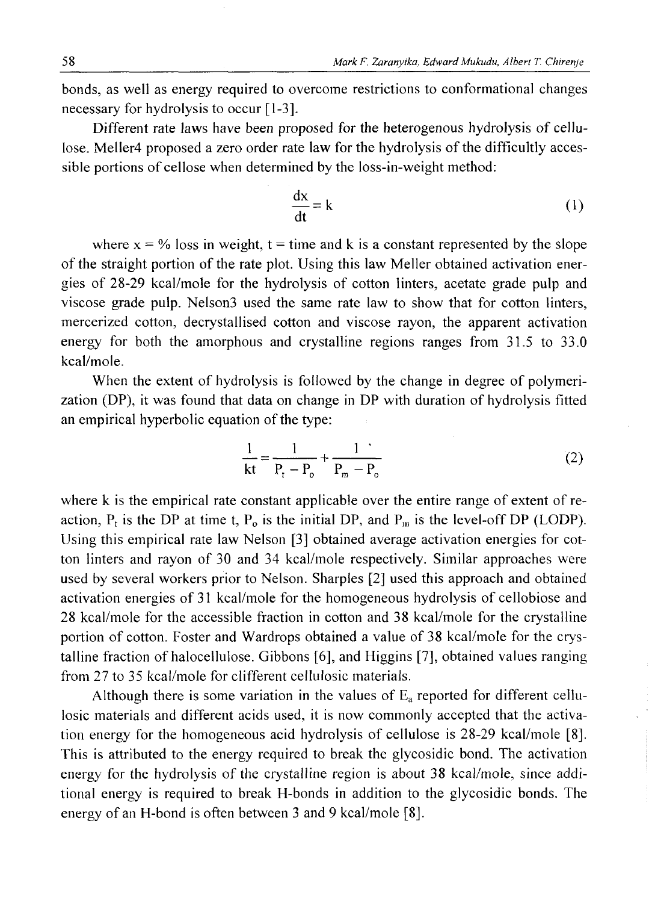bonds, as well as energy required to overcome restrictions to conformational changes necessary for hydrolysis to occur [1-3].

Different rate laws have been proposed for the heterogenous hydrolysis of cellulose. Meller4 proposed a zero order rate law for the hydrolysis of the difficultly accessible portions of cellose when determined by the loss-in-weight method:

$$\frac{dx}{dt} = k \tag{1}$$

where x = % loss in weight, t = time and k is a constant represented by the slope of the straight portion of the rate plot. Using this law Meller obtained activation energies of 28-29 kcal/mole for the hydrolysis of cotton linters, acetate grade pulp and viscose grade pulp. Nelson3 used the same rate law to show that for cotton linters, mercerized cotton, decrystallised cotton and viscose rayon, the apparent activation energy for both the amorphous and crystalline regions ranges from 31.5 to 33.0 kcal/mole.

When the extent of hydrolysis is followed by the change in degree of polymerization (DP), it was found that data on change in DP with duration of hydrolysis fitted an empirical hyperbolic equation of the type:

$$\frac{1}{kt} = \frac{1}{P_t - P_o} + \frac{1}{P_m - P_o} \tag{2}$$

where k is the empirical rate constant applicable over the entire range of extent of reaction, $P_t$ is the DP at time t, $P_o$ is the initial DP, and $P_m$ is the level-off DP (LODP). Using this empirical rate law Nelson [3] obtained average activation energies for cotton linters and rayon of 30 and 34 kcal/mole respectively. Similar approaches were used by several workers prior to Nelson. Sharples [2] used this approach and obtained activation energies of 31 kcal/mole for the homogeneous hydrolysis of cellobiose and 28 kcal/mole for the accessible fraction in cotton and 38 kcal/mole for the crystalline portion of cotton. Foster and Wardrops obtained a value of 38 kcal/mole for the crystalline fraction of halocellulose. Gibbons [6], and Higgins [7], obtained values ranging from 27 to 35 kcal/mole for clifferent cellulosic materials.

Although there is some variation in the values of $E_a$ reported for different cellulosic materials and different acids used, it is now commonly accepted that the activation energy for the homogeneous acid hydrolysis of cellulose is 28-29 kcal/mole [8]. This is attributed to the energy required to break the glycosidic bond. The activation energy for the hydrolysis of the crystalline region is about 38 kcal/mole, since additional energy is required to break H-bonds in addition to the glycosidic bonds. The energy of an H-bond is often between 3 and 9 kcal/mole [8].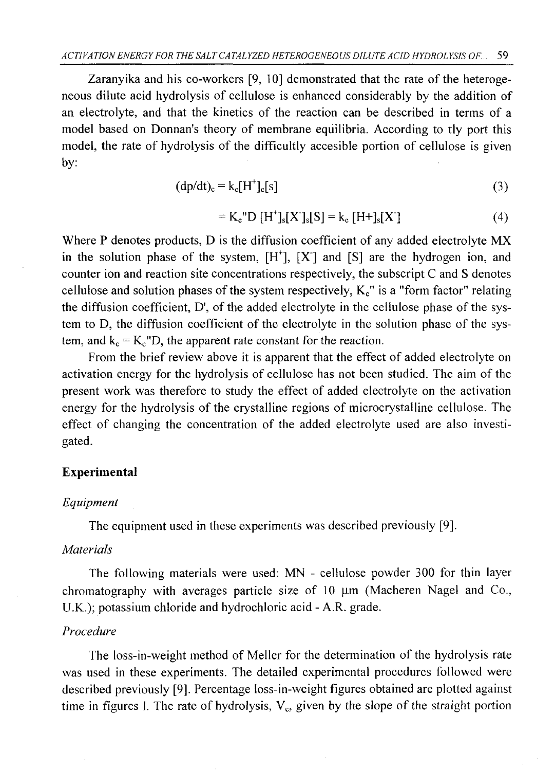Zaranyika and his co-workers [9, 10] demonstrated that the rate of the heterogeneous dilute acid hydrolysis of cellulose is enhanced considerably by the addition of an electrolyte, and that the kinetics of the reaction can be described in terms of a model based on Donnan's theory of membrane equilibria. According to tly port this model, the rate of hydrolysis of the difficultly accesible portion of cellulose is given by:

$$(dp/dt)_c = k_c[H^+]_c[s] \tag{3}$$

$$= K_c''D\,[H^+]_s[X^-]_s[S] = k_c\,[H+]_s[X^-] \tag{4}$$

Where P denotes products, D is the diffusion coefficient of any added electrolyte MX in the solution phase of the system, $[H^+]$, $[X^-]$ and [S] are the hydrogen ion, and counter ion and reaction site concentrations respectively, the subscript C and S denotes cellulose and solution phases of the system respectively, $K_c''$ is a "form factor" relating the diffusion coefficient, D', of the added electrolyte in the cellulose phase of the system to D, the diffusion coefficient of the electrolyte in the solution phase of the system, and $k_c = K_c''D$, the apparent rate constant for the reaction.

From the brief review above it is apparent that the effect of added electrolyte on activation energy for the hydrolysis of cellulose has not been studied. The aim of the present work was therefore to study the effect of added electrolyte on the activation energy for the hydrolysis of the crystalline regions of microcrystalline cellulose. The effect of changing the concentration of the added electrolyte used are also investigated.

## Experimental

### *Equipment*

The equipment used in these experiments was described previously [9].

### *Materials*

The following materials were used: MN - cellulose powder 300 for thin layer chromatography with averages particle size of 10 μm (Macheren Nagel and Co., U.K.); potassium chloride and hydrochloric acid - A.R. grade.

### *Procedure*

The loss-in-weight method of Meller for the determination of the hydrolysis rate was used in these experiments. The detailed experimental procedures followed were described previously [9]. Percentage loss-in-weight figures obtained are plotted against time in figures 1. The rate of hydrolysis, $V_c$, given by the slope of the straight portion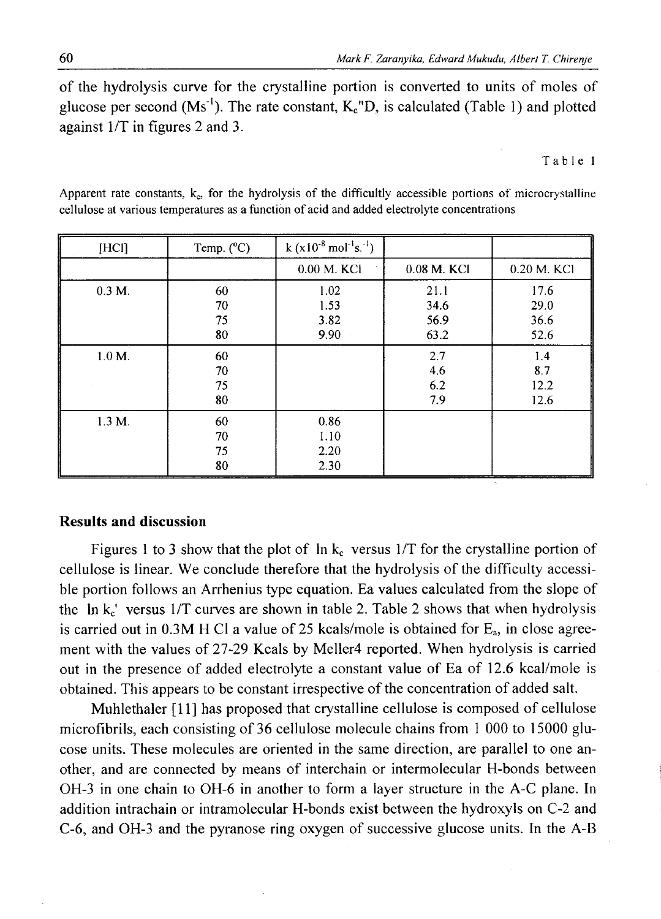of the hydrolysis curve for the crystalline portion is converted to units of moles of glucose per second ($Ms^{-1}$). The rate constant, $K_c$"D, is calculated (Table 1) and plotted against 1/T in figures 2 and 3.

Table 1

Apparent rate constants, $k_c$, for the hydrolysis of the difficultly accessible portions of microcrystalline cellulose at various temperatures as a function of acid and added electrolyte concentrations

| [HCl] | Temp. (°C) | k ($\times 10^{-8}$ $mol^{-1}s.^{-1}$) | | |
|---|---|---|---|---|
| | | 0.00 M. KCl | 0.08 M. KCl | 0.20 M. KCl |
| 0.3 M. | 60 | 1.02 | 21.1 | 17.6 |
| | 70 | 1.53 | 34.6 | 29.0 |
| | 75 | 3.82 | 56.9 | 36.6 |
| | 80 | 9.90 | 63.2 | 52.6 |
| 1.0 M. | 60 | | 2.7 | 1.4 |
| | 70 | | 4.6 | 8.7 |
| | 75 | | 6.2 | 12.2 |
| | 80 | | 7.9 | 12.6 |
| 1.3 M. | 60 | 0.86 | | |
| | 70 | 1.10 | | |
| | 75 | 2.20 | | |
| | 80 | 2.30 | | |

## Results and discussion

Figures 1 to 3 show that the plot of ln $k_c$ versus 1/T for the crystalline portion of cellulose is linear. We conclude therefore that the hydrolysis of the difficulty accessible portion follows an Arrhenius type equation. Ea values calculated from the slope of the ln $k_c$' versus 1/T curves are shown in table 2. Table 2 shows that when hydrolysis is carried out in 0.3M H Cl a value of 25 kcals/mole is obtained for $E_a$, in close agreement with the values of 27-29 Kcals by Meller4 reported. When hydrolysis is carried out in the presence of added electrolyte a constant value of Ea of 12.6 kcal/mole is obtained. This appears to be constant irrespective of the concentration of added salt.

Muhlethaler [11] has proposed that crystalline cellulose is composed of cellulose microfibrils, each consisting of 36 cellulose molecule chains from 1 000 to 15000 glucose units. These molecules are oriented in the same direction, are parallel to one another, and are connected by means of interchain or intermolecular H-bonds between OH-3 in one chain to OH-6 in another to form a layer structure in the A-C plane. In addition intrachain or intramolecular H-bonds exist between the hydroxyls on C-2 and C-6, and OH-3 and the pyranose ring oxygen of successive glucose units. In the A-B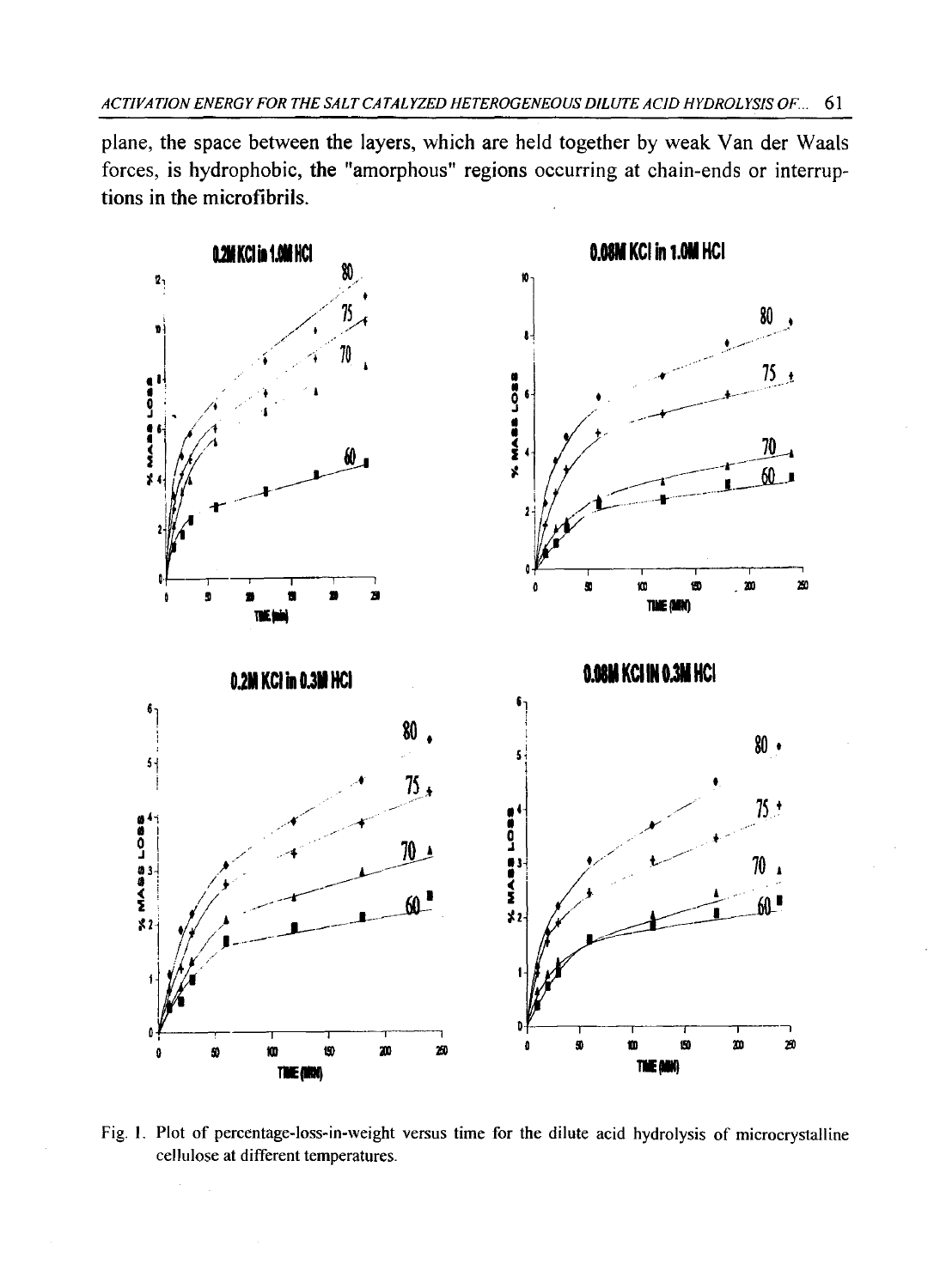plane, the space between the layers, which are held together by weak Van der Waals forces, is hydrophobic, the "amorphous" regions occurring at chain-ends or interruptions in the microfibrils.

Fig. 1. Plot of percentage-loss-in-weight versus time for the dilute acid hydrolysis of microcrystalline cellulose at different temperatures.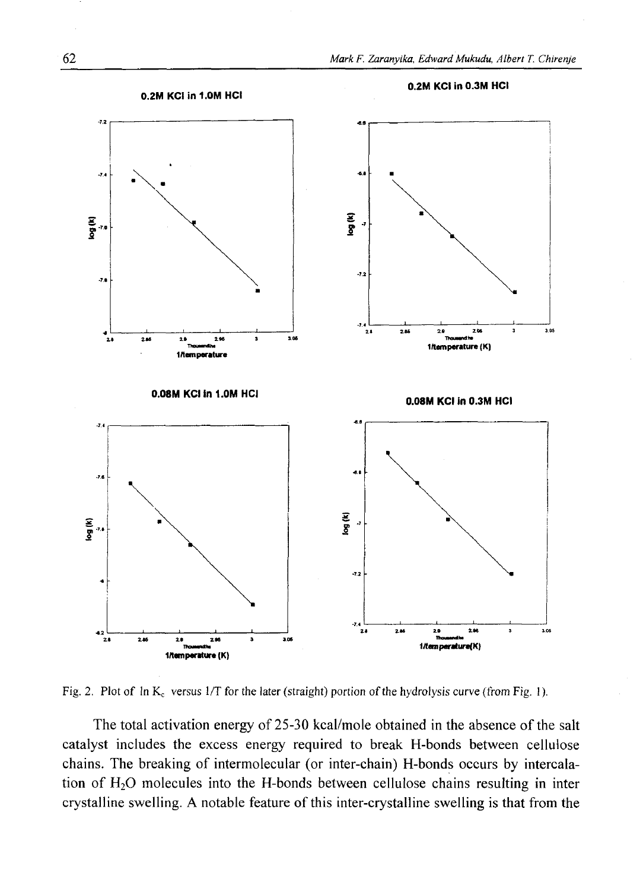Fig. 2. Plot of $\ln K_c$ versus $1/T$ for the later (straight) portion of the hydrolysis curve (from Fig. 1).

The total activation energy of 25-30 kcal/mole obtained in the absence of the salt catalyst includes the excess energy required to break H-bonds between cellulose chains. The breaking of intermolecular (or inter-chain) H-bonds occurs by intercalation of $H_2O$ molecules into the H-bonds between cellulose chains resulting in inter crystalline swelling. A notable feature of this inter-crystalline swelling is that from the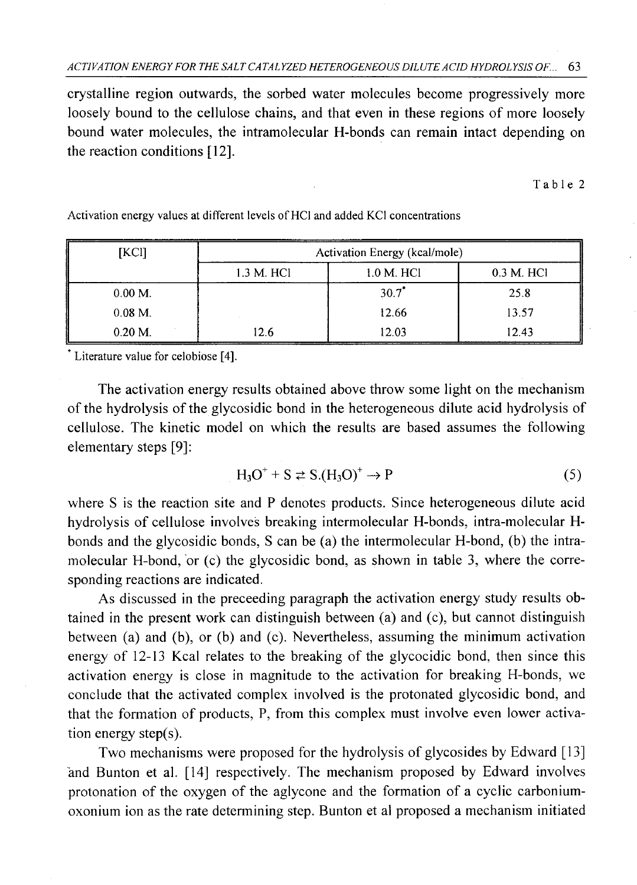crystalline region outwards, the sorbed water molecules become progressively more loosely bound to the cellulose chains, and that even in these regions of more loosely bound water molecules, the intramolecular H-bonds can remain intact depending on the reaction conditions [12].

Table 2

Activation energy values at different levels of HCl and added KCl concentrations

| [KCl] | Activation Energy (kcal/mole) | | |
|---|---|---|---|
| | 1.3 M. HCl | 1.0 M. HCl | 0.3 M. HCl |
| 0.00 M. | | 30.7* | 25.8 |
| 0.08 M. | | 12.66 | 13.57 |
| 0.20 M. | 12.6 | 12.03 | 12.43 |

* Literature value for celobiose [4].

The activation energy results obtained above throw some light on the mechanism of the hydrolysis of the glycosidic bond in the heterogeneous dilute acid hydrolysis of cellulose. The kinetic model on which the results are based assumes the following elementary steps [9]:

$$H_3O^+ + S \rightleftarrows S.(H_3O)^+ \rightarrow P \tag{5}$$

where S is the reaction site and P denotes products. Since heterogeneous dilute acid hydrolysis of cellulose involves breaking intermolecular H-bonds, intra-molecular H-bonds and the glycosidic bonds, S can be (a) the intermolecular H-bond, (b) the intra-molecular H-bond, or (c) the glycosidic bond, as shown in table 3, where the corresponding reactions are indicated.

As discussed in the preceeding paragraph the activation energy study results obtained in the present work can distinguish between (a) and (c), but cannot distinguish between (a) and (b), or (b) and (c). Nevertheless, assuming the minimum activation energy of 12-13 Kcal relates to the breaking of the glycocidic bond, then since this activation energy is close in magnitude to the activation for breaking H-bonds, we conclude that the activated complex involved is the protonated glycosidic bond, and that the formation of products, P, from this complex must involve even lower activation energy step(s).

Two mechanisms were proposed for the hydrolysis of glycosides by Edward [13] and Bunton et al. [14] respectively. The mechanism proposed by Edward involves protonation of the oxygen of the aglycone and the formation of a cyclic carbonium-oxonium ion as the rate determining step. Bunton et al proposed a mechanism initiated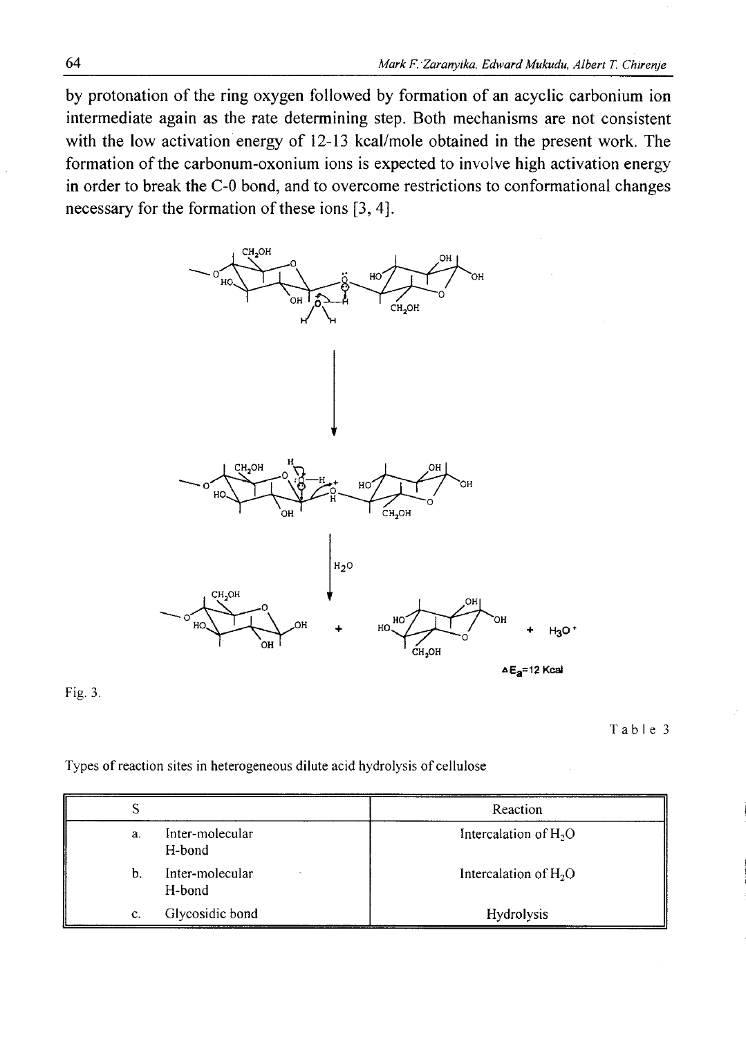by protonation of the ring oxygen followed by formation of an acyclic carbonium ion intermediate again as the rate determining step. Both mechanisms are not consistent with the low activation energy of 12-13 kcal/mole obtained in the present work. The formation of the carbonum-oxonium ions is expected to involve high activation energy in order to break the C-0 bond, and to overcome restrictions to conformational changes necessary for the formation of these ions [3, 4].

Fig. 3.

Table 3

Types of reaction sites in heterogeneous dilute acid hydrolysis of cellulose

| S | Reaction |
|---|---|
| a. Inter-molecular H-bond | Intercalation of $H_2O$ |
| b. Inter-molecular H-bond | Intercalation of $H_2O$ |
| c. Glycosidic bond | Hydrolysis |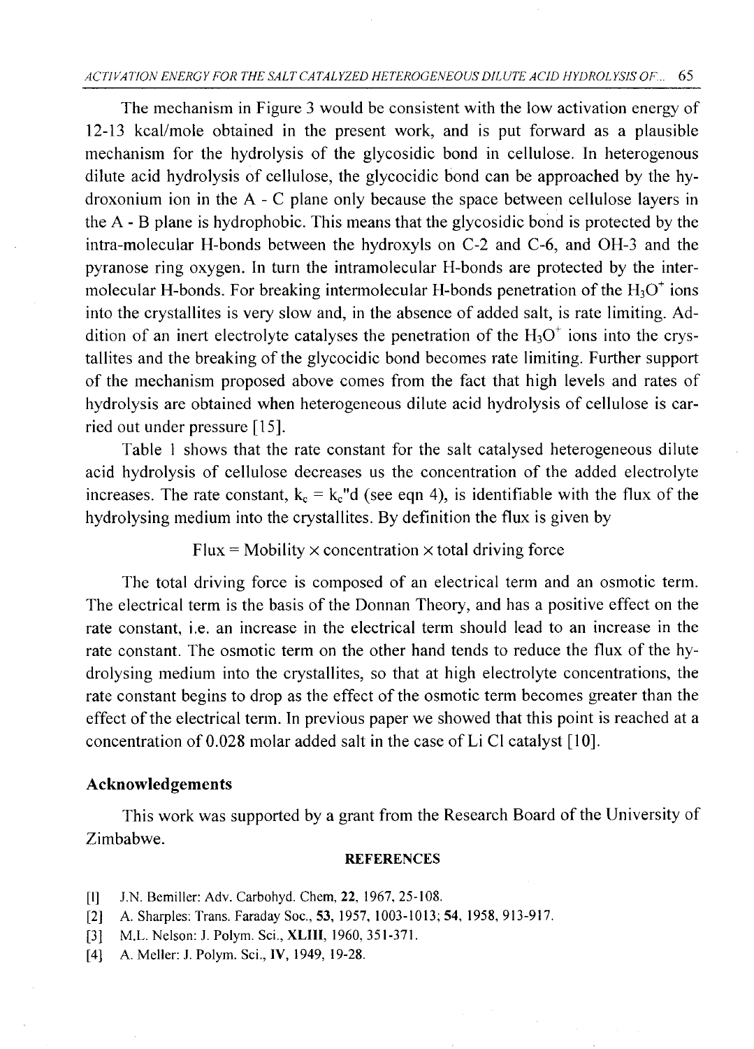The mechanism in Figure 3 would be consistent with the low activation energy of 12-13 kcal/mole obtained in the present work, and is put forward as a plausible mechanism for the hydrolysis of the glycosidic bond in cellulose. In heterogenous dilute acid hydrolysis of cellulose, the glycocidic bond can be approached by the hydroxonium ion in the A - C plane only because the space between cellulose layers in the A - B plane is hydrophobic. This means that the glycosidic bond is protected by the intra-molecular H-bonds between the hydroxyls on C-2 and C-6, and OH-3 and the pyranose ring oxygen. In turn the intramolecular H-bonds are protected by the intermolecular H-bonds. For breaking intermolecular H-bonds penetration of the $H_3O^+$ ions into the crystallites is very slow and, in the absence of added salt, is rate limiting. Addition of an inert electrolyte catalyses the penetration of the $H_3O^+$ ions into the crystallites and the breaking of the glycocidic bond becomes rate limiting. Further support of the mechanism proposed above comes from the fact that high levels and rates of hydrolysis are obtained when heterogeneous dilute acid hydrolysis of cellulose is carried out under pressure [15].

Table 1 shows that the rate constant for the salt catalysed heterogeneous dilute acid hydrolysis of cellulose decreases us the concentration of the added electrolyte increases. The rate constant, $k_c = k_c''d$ (see eqn 4), is identifiable with the flux of the hydrolysing medium into the crystallites. By definition the flux is given by

$$\text{Flux} = \text{Mobility} \times \text{concentration} \times \text{total driving force}$$

The total driving force is composed of an electrical term and an osmotic term. The electrical term is the basis of the Donnan Theory, and has a positive effect on the rate constant, i.e. an increase in the electrical term should lead to an increase in the rate constant. The osmotic term on the other hand tends to reduce the flux of the hydrolysing medium into the crystallites, so that at high electrolyte concentrations, the rate constant begins to drop as the effect of the osmotic term becomes greater than the effect of the electrical term. In previous paper we showed that this point is reached at a concentration of 0.028 molar added salt in the case of Li Cl catalyst [10].

## Acknowledgements

This work was supported by a grant from the Research Board of the University of Zimbabwe.

### REFERENCES

[1] J.N. Bemiller: Adv. Carbohyd. Chem, **22**, 1967, 25-108.

[2] A. Sharples: Trans. Faraday Soc., **53**, 1957, 1003-1013; **54**, 1958, 913-917.

[3] M.L. Nelson: J. Polym. Sci., **XLIII**, 1960, 351-371.

[4] A. Meller: J. Polym. Sci., **IV**, 1949, 19-28.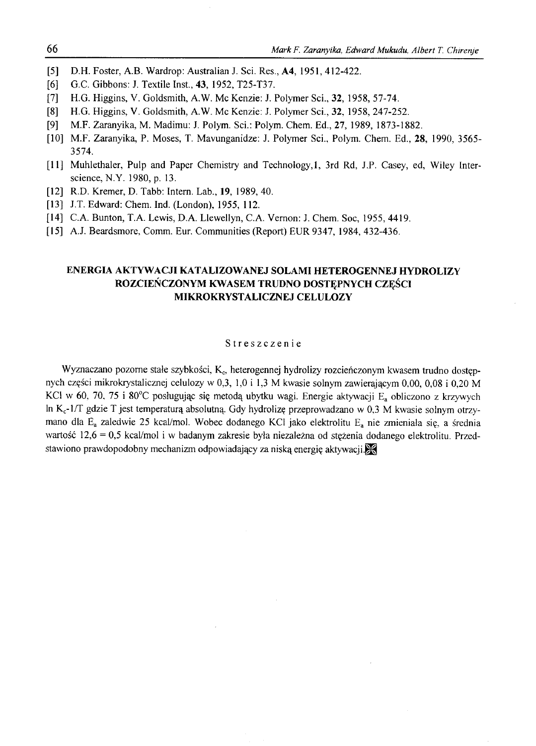[5] D.H. Foster, A.B. Wardrop: Australian J. Sci. Res., **A4**, 1951, 412-422.

[6] G.C. Gibbons: J. Textile Inst., **43**, 1952, T25-T37.

[7] H.G. Higgins, V. Goldsmith, A.W. Mc Kenzie: J. Polymer Sci., **32**, 1958, 57-74.

[8] H.G. Higgins, V. Goldsmith, A.W. Mc Kenzie: J. Polymer Sci., **32**, 1958, 247-252.

[9] M.F. Zaranyika, M. Madimu: J. Polym. Sci.: Polym. Chem. Ed., **27**, 1989, 1873-1882.

[10] M.F. Zaranyika, P. Moses, T. Mavunganidze: J. Polymer Sci., Polym. Chem. Ed., **28**, 1990, 3565-3574.

[11] Muhlethaler, Pulp and Paper Chemistry and Technology,**1**, 3rd Rd, J.P. Casey, ed, Wiley Interscience, N.Y. 1980, p. 13.

[12] R.D. Kremer, D. Tabb: Intern. Lab., **19**, 1989, 40.

[13] J.T. Edward: Chem. Ind. (London), 1955, 112.

[14] C.A. Bunton, T.A. Lewis, D.A. Llewellyn, C.A. Vernon: J. Chem. Soc, 1955, 4419.

[15] A.J. Beardsmore, Comm. Eur. Communities (Report) EUR 9347, 1984, 432-436.

## ENERGIA AKTYWACJI KATALIZOWANEJ SOLAMI HETEROGENNEJ HYDROLIZY ROZCIEŃCZONYM KWASEM TRUDNO DOSTĘPNYCH CZĘŚCI MIKROKRYSTALICZNEJ CELULOZY

### Streszczenie

Wyznaczano pozorne stałe szybkości, $K_c$, heterogennej hydrolizy rozcieńczonym kwasem trudno dostępnych części mikrokrystalicznej celulozy w 0,3, 1,0 i 1,3 M kwasie solnym zawierającym 0,00, 0,08 i 0,20 M KCl w 60, 70, 75 i 80°C posługując się metodą ubytku wagi. Energie aktywacji $E_a$ obliczono z krzywych ln $K_c$-1/T gdzie T jest temperaturą absolutną. Gdy hydrolizę przeprowadzano w 0,3 M kwasie solnym otrzymano dla $E_a$ zaledwie 25 kcal/mol. Wobec dodanego KCl jako elektrolitu $E_a$ nie zmieniała się, a średnia wartość 12,6 = 0,5 kcal/mol i w badanym zakresie była niezależna od stężenia dodanego elektrolitu. Przedstawiono prawdopodobny mechanizm odpowiadający za niską energię aktywacji.